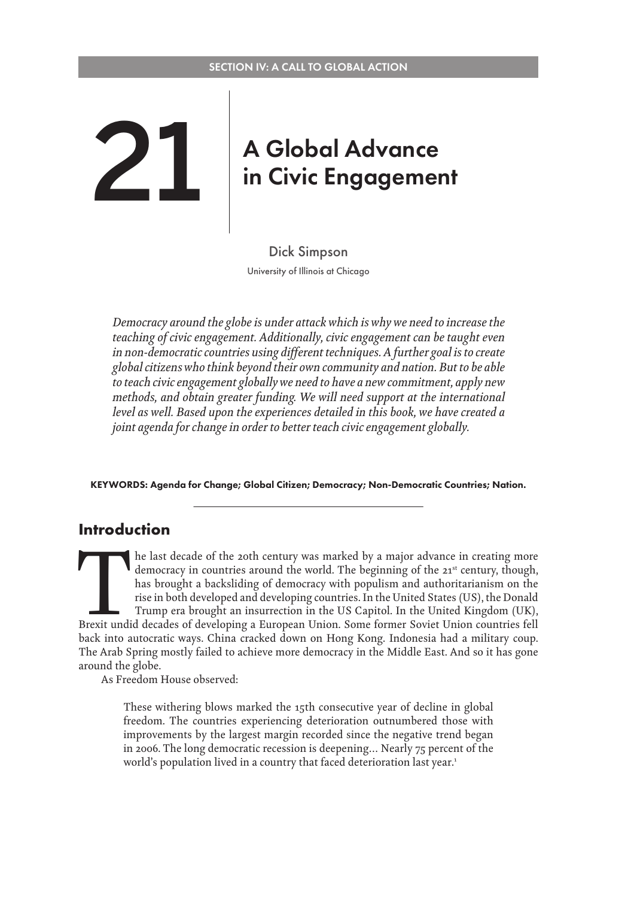SECTION IV: A CALL TO GLOBAL ACTION

# 21 A Global Advance in Civic Engagement

Dick Simpson

University of Illinois at Chicago

*Democracy around the globe is under attack which is why we need to increase the teaching of civic engagement. Additionally, civic engagement can be taught even in non-democratic countries using different techniques. A further goal is to create global citizens who think beyond their own community and nation. But to be able to teach civic engagement globally we need to have a new commitment, apply new methods, and obtain greater funding. We will need support at the international level as well. Based upon the experiences detailed in this book, we have created a joint agenda for change in order to better teach civic engagement globally.*

**KEYWORDS: Agenda for Change; Global Citizen; Democracy; Non-Democratic Countries; Nation.**

## Introduction

The last decade of the 20th century was marked by a major advance in creating more democracy in countries around the world. The beginning of the 21st century, though, has brought a backsliding of democracy with populism and authoritarianism on the rise in both developed and developing countries. In the United States (US), the Donald Trump era brought an insurrection in the US Capitol. In the United Kingdom (UK), Brexit undid decades of developing a European Union. Some former Soviet Union countries fell back into autocratic ways. China cracked down on Hong Kong. Indonesia had a military coup. The Arab Spring mostly failed to achieve more democracy in the Middle East. And so it has gone around the globe.

As Freedom House observed:

> These withering blows marked the 15th consecutive year of decline in global freedom. The countries experiencing deterioration outnumbered those with improvements by the largest margin recorded since the negative trend began in 2006. The long democratic recession is deepening… Nearly 75 percent of the world's population lived in a country that faced deterioration last year.[1]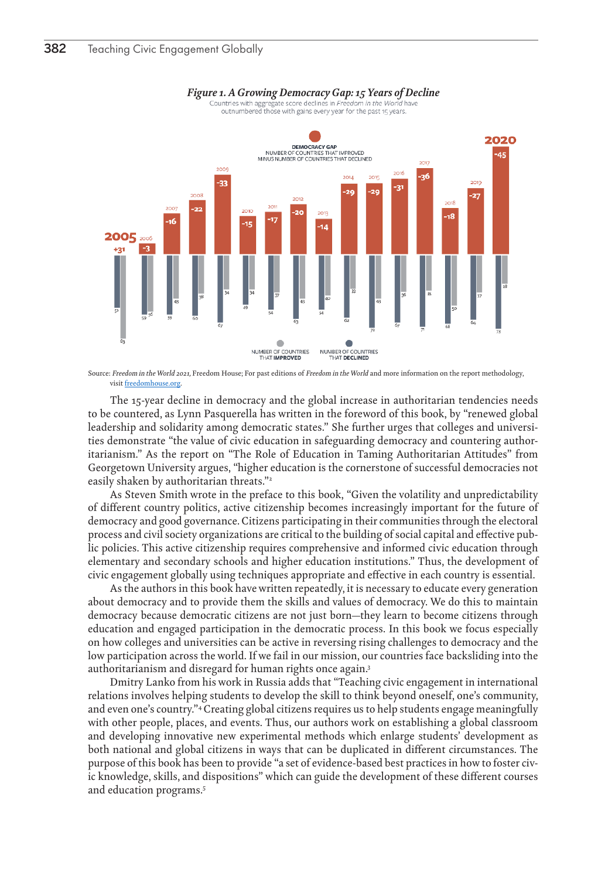*Figure 1. A Growing Democracy Gap: 15 Years of Decline*

Countries with aggregate score declines in *Freedom in the World* have outnumbered those with gains every year for the past 15 years.

DEMOCRACY GAP
NUMBER OF COUNTRIES THAT IMPROVED MINUS NUMBER OF COUNTRIES THAT DECLINED

| Year | Democracy Gap | Number of Countries That Improved | Number of Countries That Declined |
|---|---|---|---|
| 2005 | +31 | 83 | 52 |
| 2006 | -3 | 56 | 59 |
| 2007 | -16 | 43 | 59 |
| 2008 | -22 | 38 | 60 |
| 2009 | -33 | 34 | 67 |
| 2010 | -15 | 34 | 49 |
| 2011 | -17 | 37 | 54 |
| 2012 | -20 | 43 | 63 |
| 2013 | -14 | 40 | 54 |
| 2014 | -29 | 33 | 62 |
| 2015 | -29 | 43 | 72 |
| 2016 | -31 | 36 | 67 |
| 2017 | -36 | 35 | 71 |
| 2018 | -18 | 50 | 68 |
| 2019 | -27 | 37 | 64 |
| 2020 | -45 | 28 | 73 |

Source: *Freedom in the World 2021*, Freedom House; For past editions of *Freedom in the World* and more information on the report methodology, visit freedomhouse.org.

The 15-year decline in democracy and the global increase in authoritarian tendencies needs to be countered, as Lynn Pasquerella has written in the foreword of this book, by "renewed global leadership and solidarity among democratic states." She further urges that colleges and universities demonstrate "the value of civic education in safeguarding democracy and countering authoritarianism." As the report on "The Role of Education in Taming Authoritarian Attitudes" from Georgetown University argues, "higher education is the cornerstone of successful democracies not easily shaken by authoritarian threats."[2]

As Steven Smith wrote in the preface to this book, "Given the volatility and unpredictability of different country politics, active citizenship becomes increasingly important for the future of democracy and good governance. Citizens participating in their communities through the electoral process and civil society organizations are critical to the building of social capital and effective public policies. This active citizenship requires comprehensive and informed civic education through elementary and secondary schools and higher education institutions." Thus, the development of civic engagement globally using techniques appropriate and effective in each country is essential.

As the authors in this book have written repeatedly, it is necessary to educate every generation about democracy and to provide them the skills and values of democracy. We do this to maintain democracy because democratic citizens are not just born—they learn to become citizens through education and engaged participation in the democratic process. In this book we focus especially on how colleges and universities can be active in reversing rising challenges to democracy and the low participation across the world. If we fail in our mission, our countries face backsliding into the authoritarianism and disregard for human rights once again.[3]

Dmitry Lanko from his work in Russia adds that "Teaching civic engagement in international relations involves helping students to develop the skill to think beyond oneself, one's community, and even one's country."[4] Creating global citizens requires us to help students engage meaningfully with other people, places, and events. Thus, our authors work on establishing a global classroom and developing innovative new experimental methods which enlarge students' development as both national and global citizens in ways that can be duplicated in different circumstances. The purpose of this book has been to provide "a set of evidence-based best practices in how to foster civic knowledge, skills, and dispositions" which can guide the development of these different courses and education programs.[5]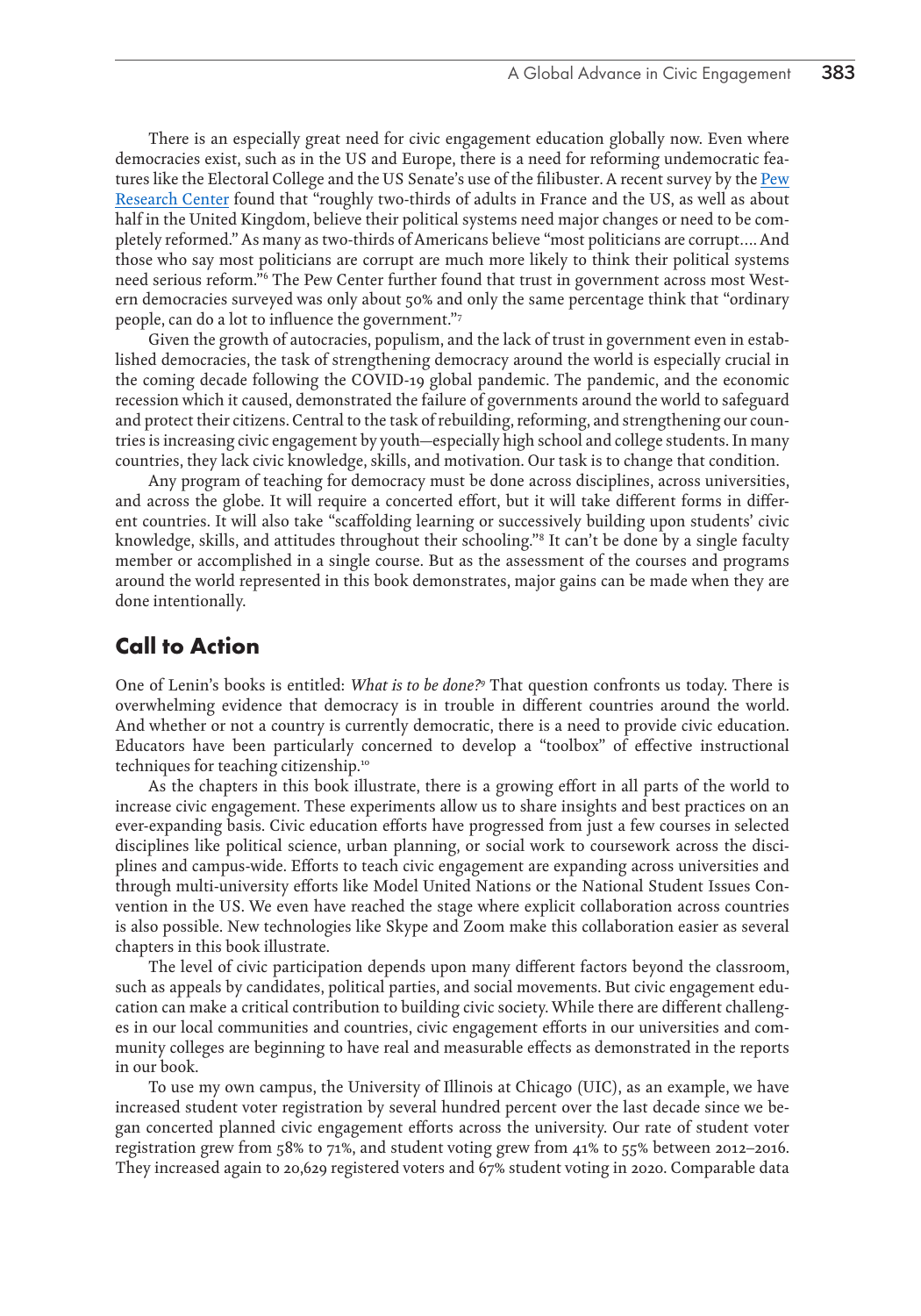There is an especially great need for civic engagement education globally now. Even where democracies exist, such as in the US and Europe, there is a need for reforming undemocratic features like the Electoral College and the US Senate's use of the filibuster. A recent survey by the Pew Research Center found that "roughly two-thirds of adults in France and the US, as well as about half in the United Kingdom, believe their political systems need major changes or need to be completely reformed." As many as two-thirds of Americans believe "most politicians are corrupt…. And those who say most politicians are corrupt are much more likely to think their political systems need serious reform."[6] The Pew Center further found that trust in government across most Western democracies surveyed was only about 50% and only the same percentage think that "ordinary people, can do a lot to influence the government."[7]

Given the growth of autocracies, populism, and the lack of trust in government even in established democracies, the task of strengthening democracy around the world is especially crucial in the coming decade following the COVID-19 global pandemic. The pandemic, and the economic recession which it caused, demonstrated the failure of governments around the world to safeguard and protect their citizens. Central to the task of rebuilding, reforming, and strengthening our countries is increasing civic engagement by youth—especially high school and college students. In many countries, they lack civic knowledge, skills, and motivation. Our task is to change that condition.

Any program of teaching for democracy must be done across disciplines, across universities, and across the globe. It will require a concerted effort, but it will take different forms in different countries. It will also take "scaffolding learning or successively building upon students' civic knowledge, skills, and attitudes throughout their schooling."[8] It can't be done by a single faculty member or accomplished in a single course. But as the assessment of the courses and programs around the world represented in this book demonstrates, major gains can be made when they are done intentionally.

## Call to Action

One of Lenin's books is entitled: *What is to be done?*[9] That question confronts us today. There is overwhelming evidence that democracy is in trouble in different countries around the world. And whether or not a country is currently democratic, there is a need to provide civic education. Educators have been particularly concerned to develop a "toolbox" of effective instructional techniques for teaching citizenship.[10]

As the chapters in this book illustrate, there is a growing effort in all parts of the world to increase civic engagement. These experiments allow us to share insights and best practices on an ever-expanding basis. Civic education efforts have progressed from just a few courses in selected disciplines like political science, urban planning, or social work to coursework across the disciplines and campus-wide. Efforts to teach civic engagement are expanding across universities and through multi-university efforts like Model United Nations or the National Student Issues Convention in the US. We even have reached the stage where explicit collaboration across countries is also possible. New technologies like Skype and Zoom make this collaboration easier as several chapters in this book illustrate.

The level of civic participation depends upon many different factors beyond the classroom, such as appeals by candidates, political parties, and social movements. But civic engagement education can make a critical contribution to building civic society. While there are different challenges in our local communities and countries, civic engagement efforts in our universities and community colleges are beginning to have real and measurable effects as demonstrated in the reports in our book.

To use my own campus, the University of Illinois at Chicago (UIC), as an example, we have increased student voter registration by several hundred percent over the last decade since we began concerted planned civic engagement efforts across the university. Our rate of student voter registration grew from 58% to 71%, and student voting grew from 41% to 55% between 2012–2016. They increased again to 20,629 registered voters and 67% student voting in 2020. Comparable data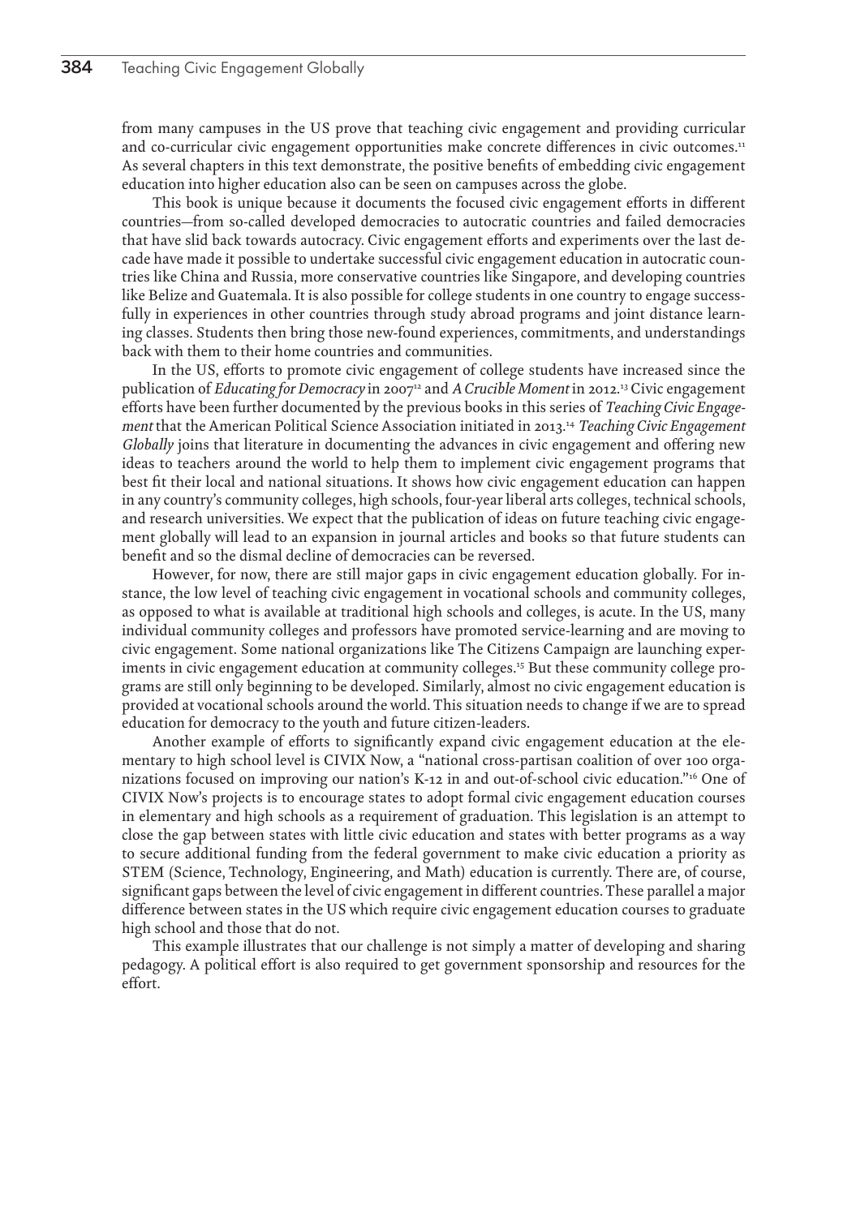from many campuses in the US prove that teaching civic engagement and providing curricular and co-curricular civic engagement opportunities make concrete differences in civic outcomes.[11] As several chapters in this text demonstrate, the positive benefits of embedding civic engagement education into higher education also can be seen on campuses across the globe.

This book is unique because it documents the focused civic engagement efforts in different countries—from so-called developed democracies to autocratic countries and failed democracies that have slid back towards autocracy. Civic engagement efforts and experiments over the last decade have made it possible to undertake successful civic engagement education in autocratic countries like China and Russia, more conservative countries like Singapore, and developing countries like Belize and Guatemala. It is also possible for college students in one country to engage successfully in experiences in other countries through study abroad programs and joint distance learning classes. Students then bring those new-found experiences, commitments, and understandings back with them to their home countries and communities.

In the US, efforts to promote civic engagement of college students have increased since the publication of *Educating for Democracy* in 2007[12] and *A Crucible Moment* in 2012.[13] Civic engagement efforts have been further documented by the previous books in this series of *Teaching Civic Engagement* that the American Political Science Association initiated in 2013.[14] *Teaching Civic Engagement Globally* joins that literature in documenting the advances in civic engagement and offering new ideas to teachers around the world to help them to implement civic engagement programs that best fit their local and national situations. It shows how civic engagement education can happen in any country's community colleges, high schools, four-year liberal arts colleges, technical schools, and research universities. We expect that the publication of ideas on future teaching civic engagement globally will lead to an expansion in journal articles and books so that future students can benefit and so the dismal decline of democracies can be reversed.

However, for now, there are still major gaps in civic engagement education globally. For instance, the low level of teaching civic engagement in vocational schools and community colleges, as opposed to what is available at traditional high schools and colleges, is acute. In the US, many individual community colleges and professors have promoted service-learning and are moving to civic engagement. Some national organizations like The Citizens Campaign are launching experiments in civic engagement education at community colleges.[15] But these community college programs are still only beginning to be developed. Similarly, almost no civic engagement education is provided at vocational schools around the world. This situation needs to change if we are to spread education for democracy to the youth and future citizen-leaders.

Another example of efforts to significantly expand civic engagement education at the elementary to high school level is CIVIX Now, a "national cross-partisan coalition of over 100 organizations focused on improving our nation's K-12 in and out-of-school civic education."[16] One of CIVIX Now's projects is to encourage states to adopt formal civic engagement education courses in elementary and high schools as a requirement of graduation. This legislation is an attempt to close the gap between states with little civic education and states with better programs as a way to secure additional funding from the federal government to make civic education a priority as STEM (Science, Technology, Engineering, and Math) education is currently. There are, of course, significant gaps between the level of civic engagement in different countries. These parallel a major difference between states in the US which require civic engagement education courses to graduate high school and those that do not.

This example illustrates that our challenge is not simply a matter of developing and sharing pedagogy. A political effort is also required to get government sponsorship and resources for the effort.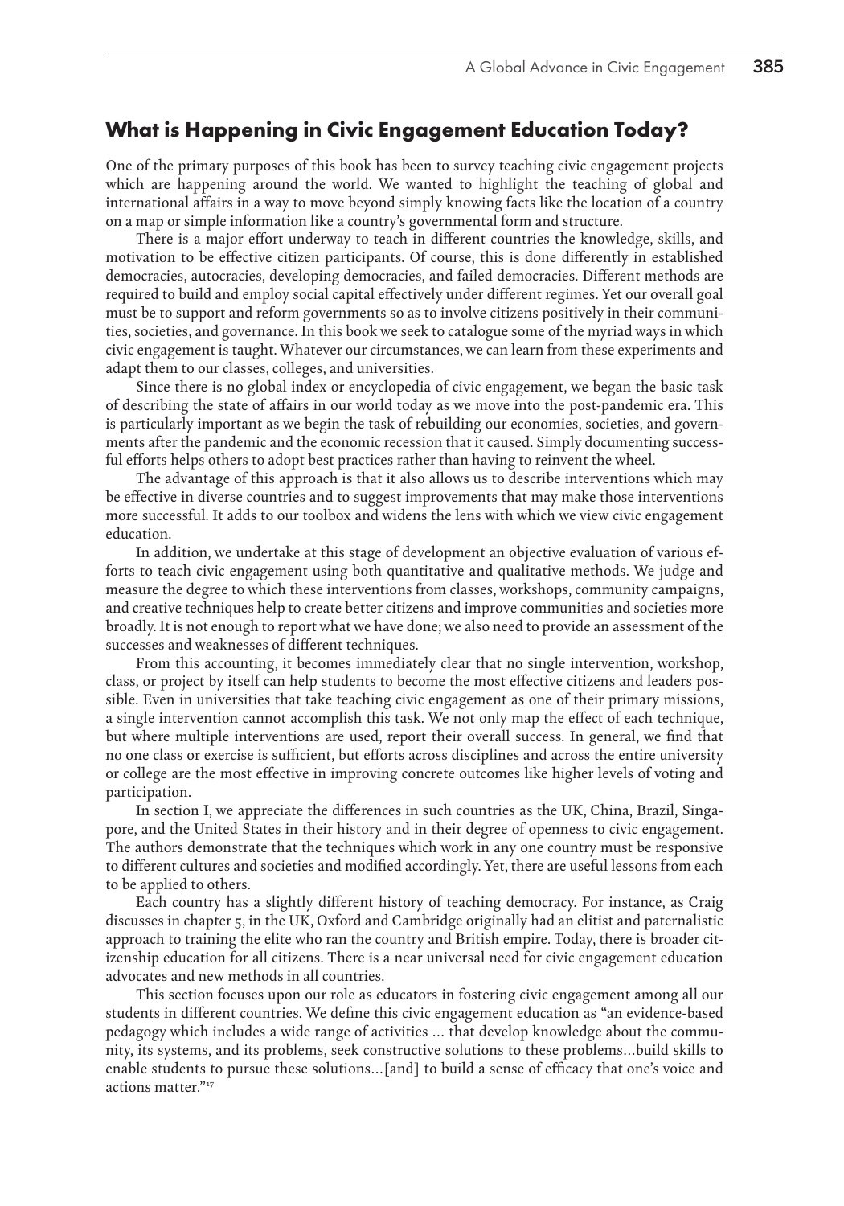## What is Happening in Civic Engagement Education Today?

One of the primary purposes of this book has been to survey teaching civic engagement projects which are happening around the world. We wanted to highlight the teaching of global and international affairs in a way to move beyond simply knowing facts like the location of a country on a map or simple information like a country's governmental form and structure.

There is a major effort underway to teach in different countries the knowledge, skills, and motivation to be effective citizen participants. Of course, this is done differently in established democracies, autocracies, developing democracies, and failed democracies. Different methods are required to build and employ social capital effectively under different regimes. Yet our overall goal must be to support and reform governments so as to involve citizens positively in their communities, societies, and governance. In this book we seek to catalogue some of the myriad ways in which civic engagement is taught. Whatever our circumstances, we can learn from these experiments and adapt them to our classes, colleges, and universities.

Since there is no global index or encyclopedia of civic engagement, we began the basic task of describing the state of affairs in our world today as we move into the post-pandemic era. This is particularly important as we begin the task of rebuilding our economies, societies, and governments after the pandemic and the economic recession that it caused. Simply documenting successful efforts helps others to adopt best practices rather than having to reinvent the wheel.

The advantage of this approach is that it also allows us to describe interventions which may be effective in diverse countries and to suggest improvements that may make those interventions more successful. It adds to our toolbox and widens the lens with which we view civic engagement education.

In addition, we undertake at this stage of development an objective evaluation of various efforts to teach civic engagement using both quantitative and qualitative methods. We judge and measure the degree to which these interventions from classes, workshops, community campaigns, and creative techniques help to create better citizens and improve communities and societies more broadly. It is not enough to report what we have done; we also need to provide an assessment of the successes and weaknesses of different techniques.

From this accounting, it becomes immediately clear that no single intervention, workshop, class, or project by itself can help students to become the most effective citizens and leaders possible. Even in universities that take teaching civic engagement as one of their primary missions, a single intervention cannot accomplish this task. We not only map the effect of each technique, but where multiple interventions are used, report their overall success. In general, we find that no one class or exercise is sufficient, but efforts across disciplines and across the entire university or college are the most effective in improving concrete outcomes like higher levels of voting and participation.

In section I, we appreciate the differences in such countries as the UK, China, Brazil, Singapore, and the United States in their history and in their degree of openness to civic engagement. The authors demonstrate that the techniques which work in any one country must be responsive to different cultures and societies and modified accordingly. Yet, there are useful lessons from each to be applied to others.

Each country has a slightly different history of teaching democracy. For instance, as Craig discusses in chapter 5, in the UK, Oxford and Cambridge originally had an elitist and paternalistic approach to training the elite who ran the country and British empire. Today, there is broader citizenship education for all citizens. There is a near universal need for civic engagement education advocates and new methods in all countries.

This section focuses upon our role as educators in fostering civic engagement among all our students in different countries. We define this civic engagement education as "an evidence-based pedagogy which includes a wide range of activities … that develop knowledge about the community, its systems, and its problems, seek constructive solutions to these problems…build skills to enable students to pursue these solutions…[and] to build a sense of efficacy that one's voice and actions matter."[17]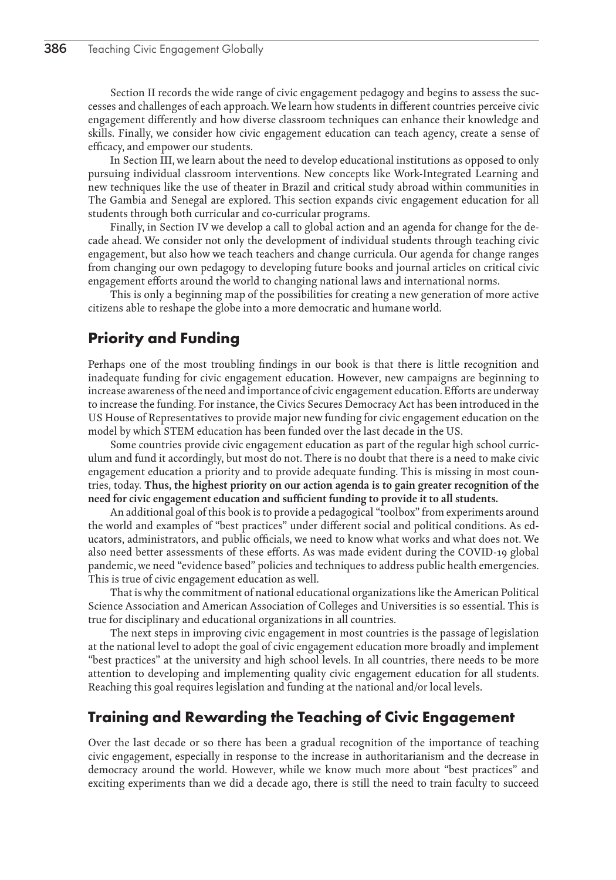Section II records the wide range of civic engagement pedagogy and begins to assess the successes and challenges of each approach. We learn how students in different countries perceive civic engagement differently and how diverse classroom techniques can enhance their knowledge and skills. Finally, we consider how civic engagement education can teach agency, create a sense of efficacy, and empower our students.

In Section III, we learn about the need to develop educational institutions as opposed to only pursuing individual classroom interventions. New concepts like Work-Integrated Learning and new techniques like the use of theater in Brazil and critical study abroad within communities in The Gambia and Senegal are explored. This section expands civic engagement education for all students through both curricular and co-curricular programs.

Finally, in Section IV we develop a call to global action and an agenda for change for the decade ahead. We consider not only the development of individual students through teaching civic engagement, but also how we teach teachers and change curricula. Our agenda for change ranges from changing our own pedagogy to developing future books and journal articles on critical civic engagement efforts around the world to changing national laws and international norms.

This is only a beginning map of the possibilities for creating a new generation of more active citizens able to reshape the globe into a more democratic and humane world.

## Priority and Funding

Perhaps one of the most troubling findings in our book is that there is little recognition and inadequate funding for civic engagement education. However, new campaigns are beginning to increase awareness of the need and importance of civic engagement education. Efforts are underway to increase the funding. For instance, the Civics Secures Democracy Act has been introduced in the US House of Representatives to provide major new funding for civic engagement education on the model by which STEM education has been funded over the last decade in the US.

Some countries provide civic engagement education as part of the regular high school curriculum and fund it accordingly, but most do not. There is no doubt that there is a need to make civic engagement education a priority and to provide adequate funding. This is missing in most countries, today. **Thus, the highest priority on our action agenda is to gain greater recognition of the need for civic engagement education and sufficient funding to provide it to all students.**

An additional goal of this book is to provide a pedagogical "toolbox" from experiments around the world and examples of "best practices" under different social and political conditions. As educators, administrators, and public officials, we need to know what works and what does not. We also need better assessments of these efforts. As was made evident during the COVID-19 global pandemic, we need "evidence based" policies and techniques to address public health emergencies. This is true of civic engagement education as well.

That is why the commitment of national educational organizations like the American Political Science Association and American Association of Colleges and Universities is so essential. This is true for disciplinary and educational organizations in all countries.

The next steps in improving civic engagement in most countries is the passage of legislation at the national level to adopt the goal of civic engagement education more broadly and implement "best practices" at the university and high school levels. In all countries, there needs to be more attention to developing and implementing quality civic engagement education for all students. Reaching this goal requires legislation and funding at the national and/or local levels.

## Training and Rewarding the Teaching of Civic Engagement

Over the last decade or so there has been a gradual recognition of the importance of teaching civic engagement, especially in response to the increase in authoritarianism and the decrease in democracy around the world. However, while we know much more about "best practices" and exciting experiments than we did a decade ago, there is still the need to train faculty to succeed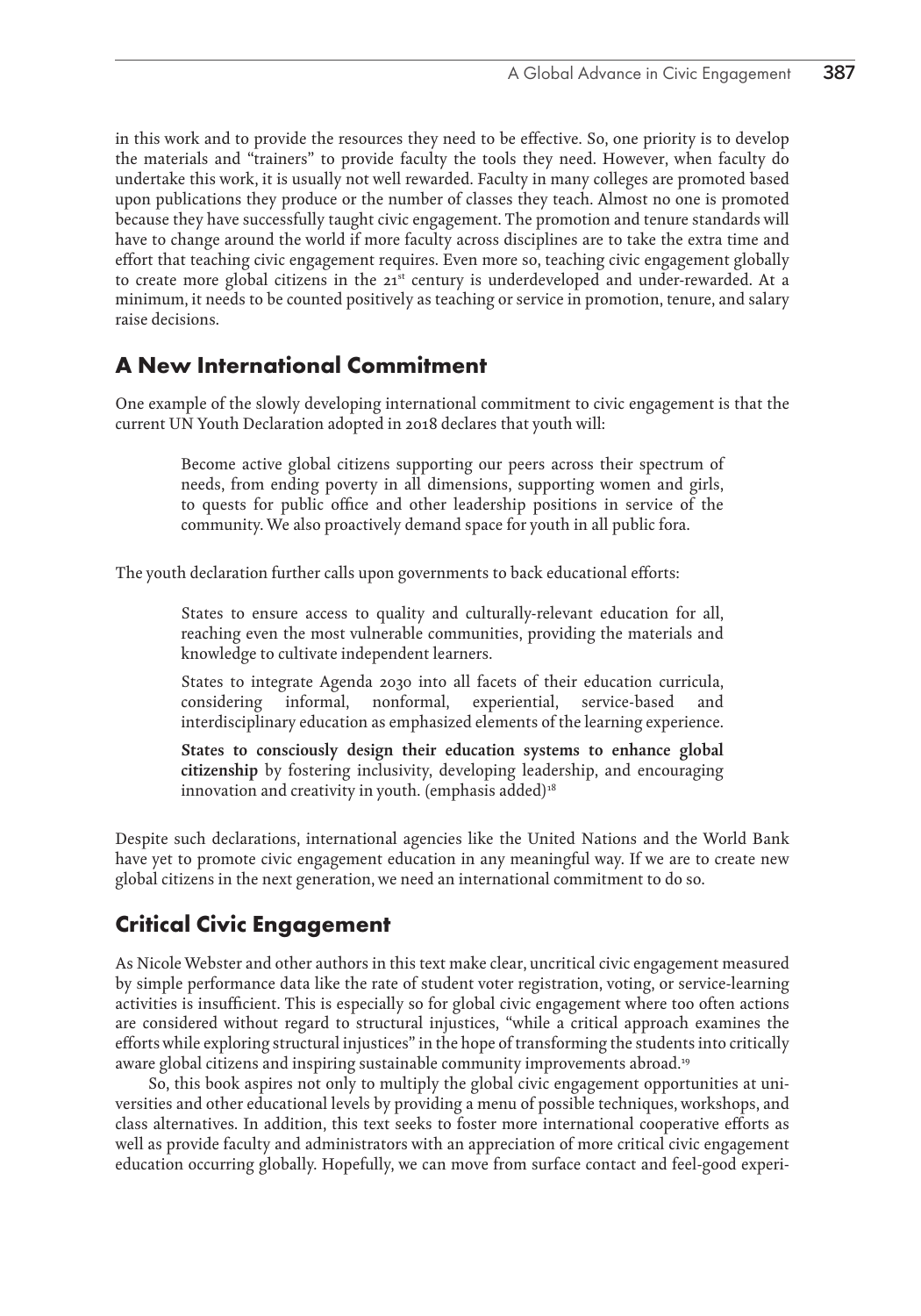in this work and to provide the resources they need to be effective. So, one priority is to develop the materials and "trainers" to provide faculty the tools they need. However, when faculty do undertake this work, it is usually not well rewarded. Faculty in many colleges are promoted based upon publications they produce or the number of classes they teach. Almost no one is promoted because they have successfully taught civic engagement. The promotion and tenure standards will have to change around the world if more faculty across disciplines are to take the extra time and effort that teaching civic engagement requires. Even more so, teaching civic engagement globally to create more global citizens in the 21st century is underdeveloped and under-rewarded. At a minimum, it needs to be counted positively as teaching or service in promotion, tenure, and salary raise decisions.

## A New International Commitment

One example of the slowly developing international commitment to civic engagement is that the current UN Youth Declaration adopted in 2018 declares that youth will:

> Become active global citizens supporting our peers across their spectrum of needs, from ending poverty in all dimensions, supporting women and girls, to quests for public office and other leadership positions in service of the community. We also proactively demand space for youth in all public fora.

The youth declaration further calls upon governments to back educational efforts:

> States to ensure access to quality and culturally-relevant education for all, reaching even the most vulnerable communities, providing the materials and knowledge to cultivate independent learners.
>
> States to integrate Agenda 2030 into all facets of their education curricula, considering informal, nonformal, experiential, service-based and interdisciplinary education as emphasized elements of the learning experience.
>
> **States to consciously design their education systems to enhance global citizenship** by fostering inclusivity, developing leadership, and encouraging innovation and creativity in youth. (emphasis added)[18]

Despite such declarations, international agencies like the United Nations and the World Bank have yet to promote civic engagement education in any meaningful way. If we are to create new global citizens in the next generation, we need an international commitment to do so.

## Critical Civic Engagement

As Nicole Webster and other authors in this text make clear, uncritical civic engagement measured by simple performance data like the rate of student voter registration, voting, or service-learning activities is insufficient. This is especially so for global civic engagement where too often actions are considered without regard to structural injustices, "while a critical approach examines the efforts while exploring structural injustices" in the hope of transforming the students into critically aware global citizens and inspiring sustainable community improvements abroad.[19]

So, this book aspires not only to multiply the global civic engagement opportunities at universities and other educational levels by providing a menu of possible techniques, workshops, and class alternatives. In addition, this text seeks to foster more international cooperative efforts as well as provide faculty and administrators with an appreciation of more critical civic engagement education occurring globally. Hopefully, we can move from surface contact and feel-good experi-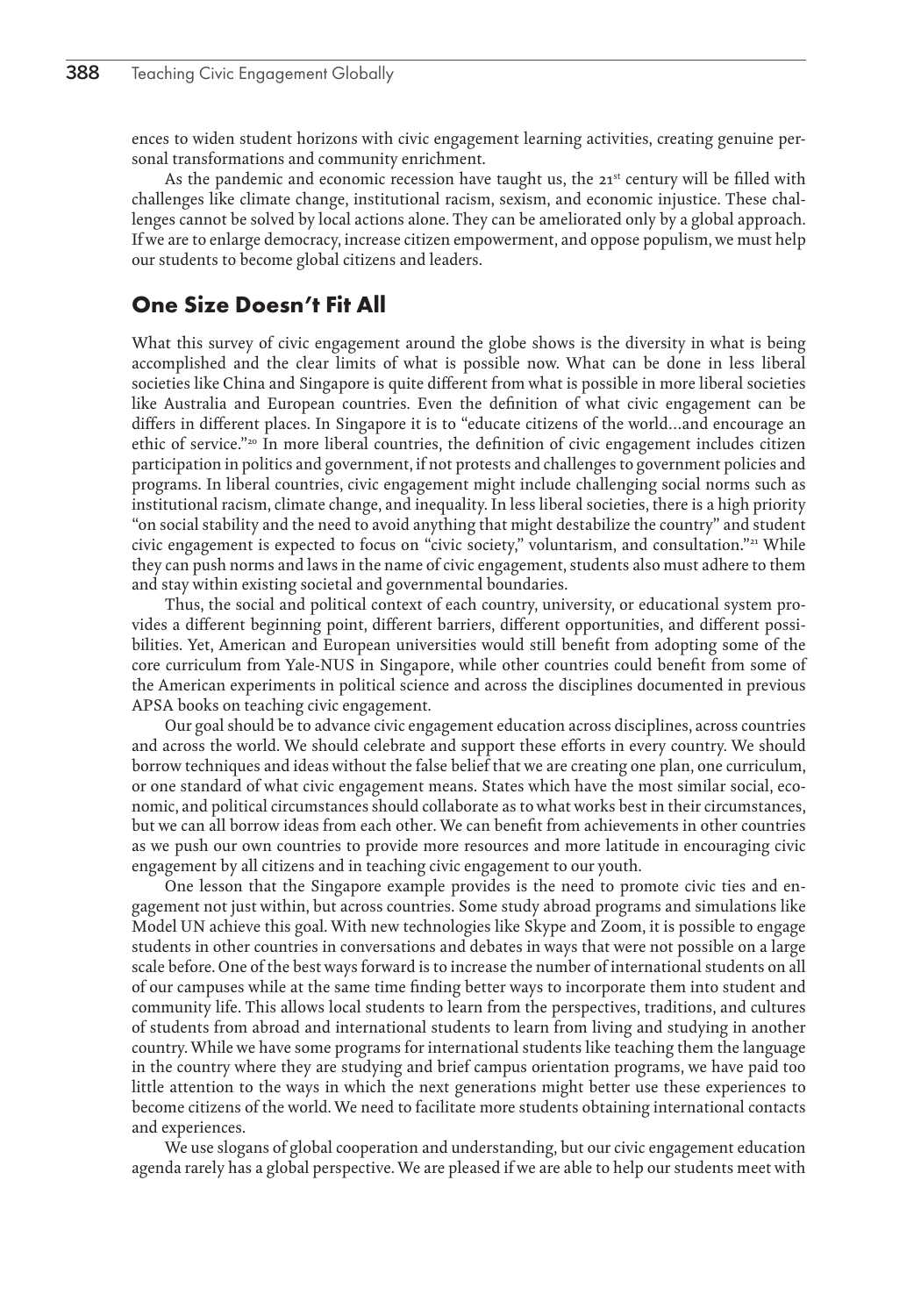ences to widen student horizons with civic engagement learning activities, creating genuine personal transformations and community enrichment.

As the pandemic and economic recession have taught us, the 21st century will be filled with challenges like climate change, institutional racism, sexism, and economic injustice. These challenges cannot be solved by local actions alone. They can be ameliorated only by a global approach. If we are to enlarge democracy, increase citizen empowerment, and oppose populism, we must help our students to become global citizens and leaders.

## One Size Doesn't Fit All

What this survey of civic engagement around the globe shows is the diversity in what is being accomplished and the clear limits of what is possible now. What can be done in less liberal societies like China and Singapore is quite different from what is possible in more liberal societies like Australia and European countries. Even the definition of what civic engagement can be differs in different places. In Singapore it is to "educate citizens of the world…and encourage an ethic of service."[20] In more liberal countries, the definition of civic engagement includes citizen participation in politics and government, if not protests and challenges to government policies and programs. In liberal countries, civic engagement might include challenging social norms such as institutional racism, climate change, and inequality. In less liberal societies, there is a high priority "on social stability and the need to avoid anything that might destabilize the country" and student civic engagement is expected to focus on "civic society," voluntarism, and consultation."[21] While they can push norms and laws in the name of civic engagement, students also must adhere to them and stay within existing societal and governmental boundaries.

Thus, the social and political context of each country, university, or educational system provides a different beginning point, different barriers, different opportunities, and different possibilities. Yet, American and European universities would still benefit from adopting some of the core curriculum from Yale-NUS in Singapore, while other countries could benefit from some of the American experiments in political science and across the disciplines documented in previous APSA books on teaching civic engagement.

Our goal should be to advance civic engagement education across disciplines, across countries and across the world. We should celebrate and support these efforts in every country. We should borrow techniques and ideas without the false belief that we are creating one plan, one curriculum, or one standard of what civic engagement means. States which have the most similar social, economic, and political circumstances should collaborate as to what works best in their circumstances, but we can all borrow ideas from each other. We can benefit from achievements in other countries as we push our own countries to provide more resources and more latitude in encouraging civic engagement by all citizens and in teaching civic engagement to our youth.

One lesson that the Singapore example provides is the need to promote civic ties and engagement not just within, but across countries. Some study abroad programs and simulations like Model UN achieve this goal. With new technologies like Skype and Zoom, it is possible to engage students in other countries in conversations and debates in ways that were not possible on a large scale before. One of the best ways forward is to increase the number of international students on all of our campuses while at the same time finding better ways to incorporate them into student and community life. This allows local students to learn from the perspectives, traditions, and cultures of students from abroad and international students to learn from living and studying in another country. While we have some programs for international students like teaching them the language in the country where they are studying and brief campus orientation programs, we have paid too little attention to the ways in which the next generations might better use these experiences to become citizens of the world. We need to facilitate more students obtaining international contacts and experiences.

We use slogans of global cooperation and understanding, but our civic engagement education agenda rarely has a global perspective. We are pleased if we are able to help our students meet with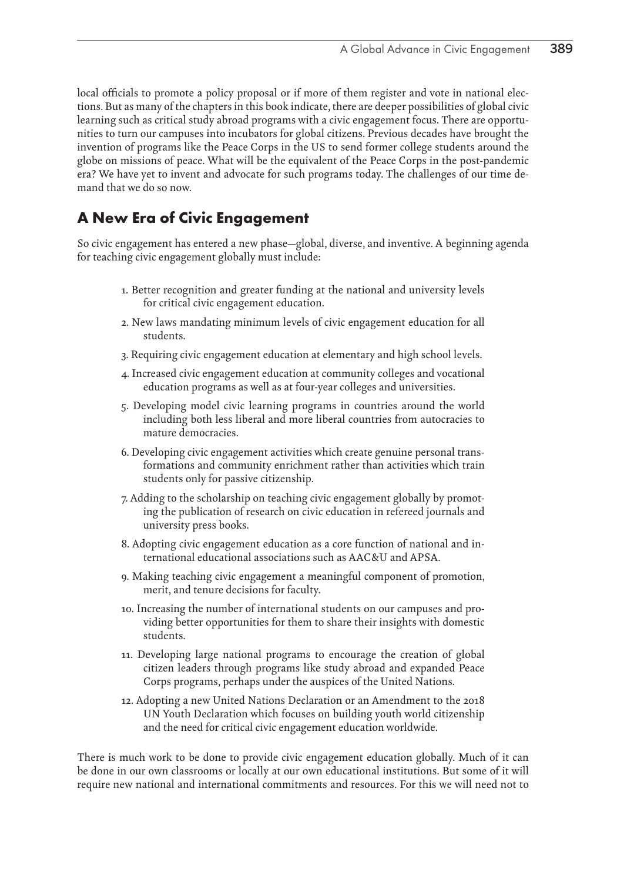local officials to promote a policy proposal or if more of them register and vote in national elections. But as many of the chapters in this book indicate, there are deeper possibilities of global civic learning such as critical study abroad programs with a civic engagement focus. There are opportunities to turn our campuses into incubators for global citizens. Previous decades have brought the invention of programs like the Peace Corps in the US to send former college students around the globe on missions of peace. What will be the equivalent of the Peace Corps in the post-pandemic era? We have yet to invent and advocate for such programs today. The challenges of our time demand that we do so now.

## A New Era of Civic Engagement

So civic engagement has entered a new phase—global, diverse, and inventive. A beginning agenda for teaching civic engagement globally must include:

1. Better recognition and greater funding at the national and university levels for critical civic engagement education.
2. New laws mandating minimum levels of civic engagement education for all students.
3. Requiring civic engagement education at elementary and high school levels.
4. Increased civic engagement education at community colleges and vocational education programs as well as at four-year colleges and universities.
5. Developing model civic learning programs in countries around the world including both less liberal and more liberal countries from autocracies to mature democracies.
6. Developing civic engagement activities which create genuine personal transformations and community enrichment rather than activities which train students only for passive citizenship.
7. Adding to the scholarship on teaching civic engagement globally by promoting the publication of research on civic education in refereed journals and university press books.
8. Adopting civic engagement education as a core function of national and international educational associations such as AAC&U and APSA.
9. Making teaching civic engagement a meaningful component of promotion, merit, and tenure decisions for faculty.
10. Increasing the number of international students on our campuses and providing better opportunities for them to share their insights with domestic students.
11. Developing large national programs to encourage the creation of global citizen leaders through programs like study abroad and expanded Peace Corps programs, perhaps under the auspices of the United Nations.
12. Adopting a new United Nations Declaration or an Amendment to the 2018 UN Youth Declaration which focuses on building youth world citizenship and the need for critical civic engagement education worldwide.

There is much work to be done to provide civic engagement education globally. Much of it can be done in our own classrooms or locally at our own educational institutions. But some of it will require new national and international commitments and resources. For this we will need not to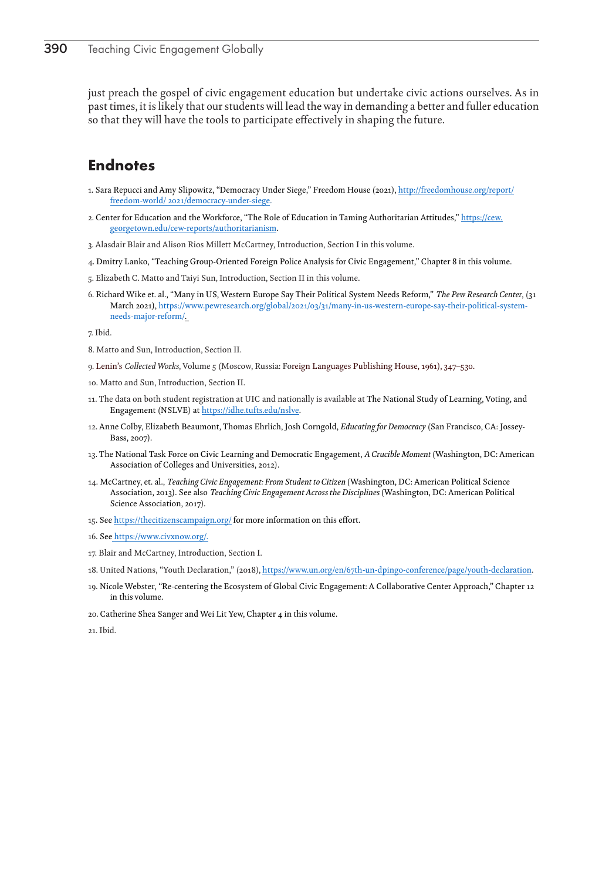just preach the gospel of civic engagement education but undertake civic actions ourselves. As in past times, it is likely that our students will lead the way in demanding a better and fuller education so that they will have the tools to participate effectively in shaping the future.

## Endnotes

1. Sara Repucci and Amy Slipowitz, "Democracy Under Siege," Freedom House (2021), http://freedomhouse.org/report/freedom-world/ 2021/democracy-under-siege.
2. Center for Education and the Workforce, "The Role of Education in Taming Authoritarian Attitudes," https://cew.georgetown.edu/cew-reports/authoritarianism.
3. Alasdair Blair and Alison Rios Millett McCartney, Introduction, Section I in this volume.
4. Dmitry Lanko, "Teaching Group-Oriented Foreign Police Analysis for Civic Engagement," Chapter 8 in this volume.
5. Elizabeth C. Matto and Taiyi Sun, Introduction, Section II in this volume.
6. Richard Wike et. al., "Many in US, Western Europe Say Their Political System Needs Reform," *The Pew Research Center*, (31 March 2021), https://www.pewresearch.org/global/2021/03/31/many-in-us-western-europe-say-their-political-system-needs-major-reform/.
7. Ibid.
8. Matto and Sun, Introduction, Section II.
9. Lenin's *Collected Works*, Volume 5 (Moscow, Russia: Foreign Languages Publishing House, 1961), 347–530.
10. Matto and Sun, Introduction, Section II.
11. The data on both student registration at UIC and nationally is available at The National Study of Learning, Voting, and Engagement (NSLVE) at https://idhe.tufts.edu/nslve.
12. Anne Colby, Elizabeth Beaumont, Thomas Ehrlich, Josh Corngold, *Educating for Democracy* (San Francisco, CA: Jossey-Bass, 2007).
13. The National Task Force on Civic Learning and Democratic Engagement, *A Crucible Moment* (Washington, DC: American Association of Colleges and Universities, 2012).
14. McCartney, et. al., *Teaching Civic Engagement: From Student to Citizen* (Washington, DC: American Political Science Association, 2013). See also *Teaching Civic Engagement Across the Disciplines* (Washington, DC: American Political Science Association, 2017).
15. See https://thecitizenscampaign.org/ for more information on this effort.
16. See https://www.civxnow.org/.
17. Blair and McCartney, Introduction, Section I.
18. United Nations, "Youth Declaration," (2018), https://www.un.org/en/67th-un-dpingo-conference/page/youth-declaration.
19. Nicole Webster, "Re-centering the Ecosystem of Global Civic Engagement: A Collaborative Center Approach," Chapter 12 in this volume.
20. Catherine Shea Sanger and Wei Lit Yew, Chapter 4 in this volume.
21. Ibid.